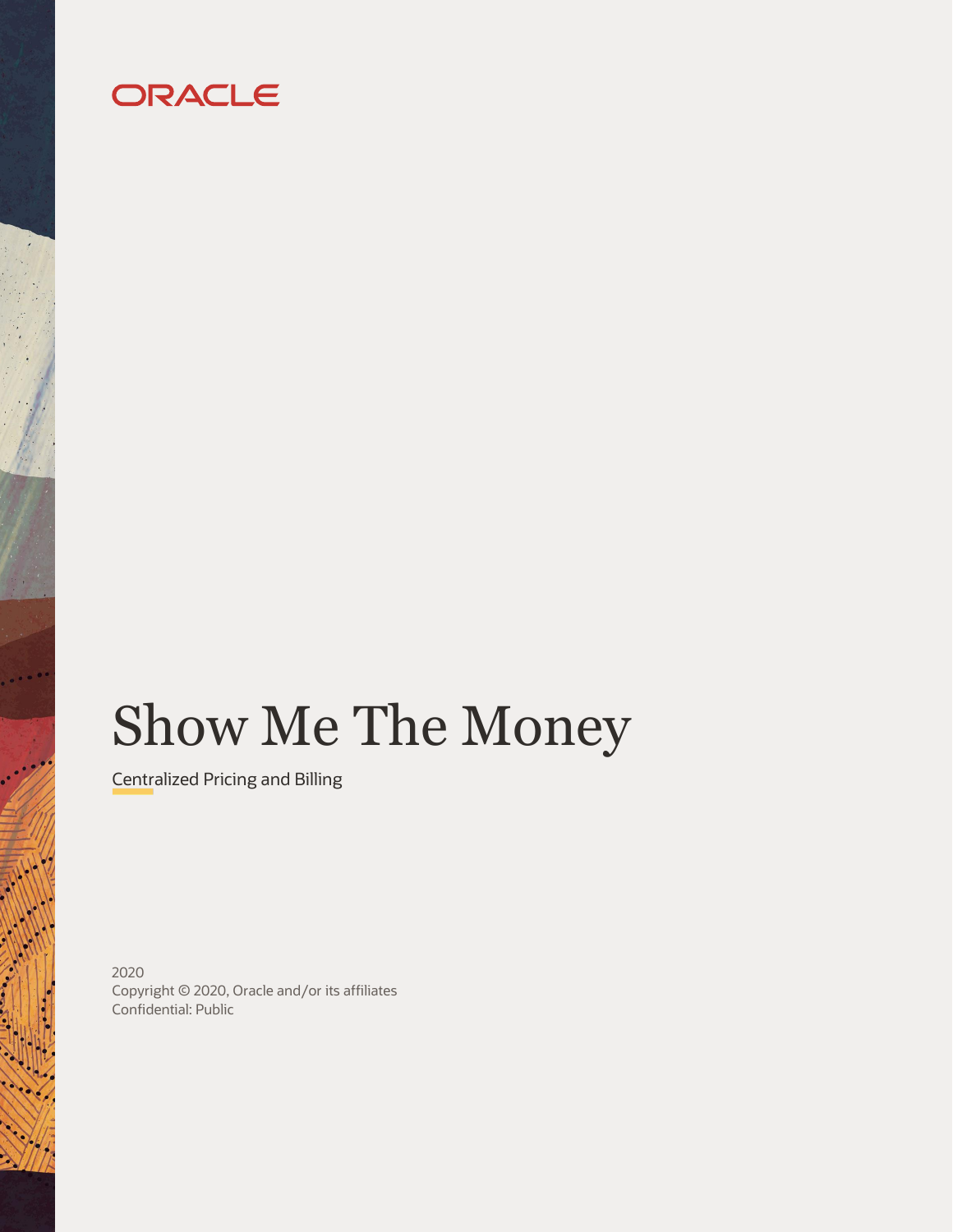ORACLE

# Show Me The Money

Centralized Pricing and Billing

2020
Copyright © 2020, Oracle and/or its affiliates
Confidential: Public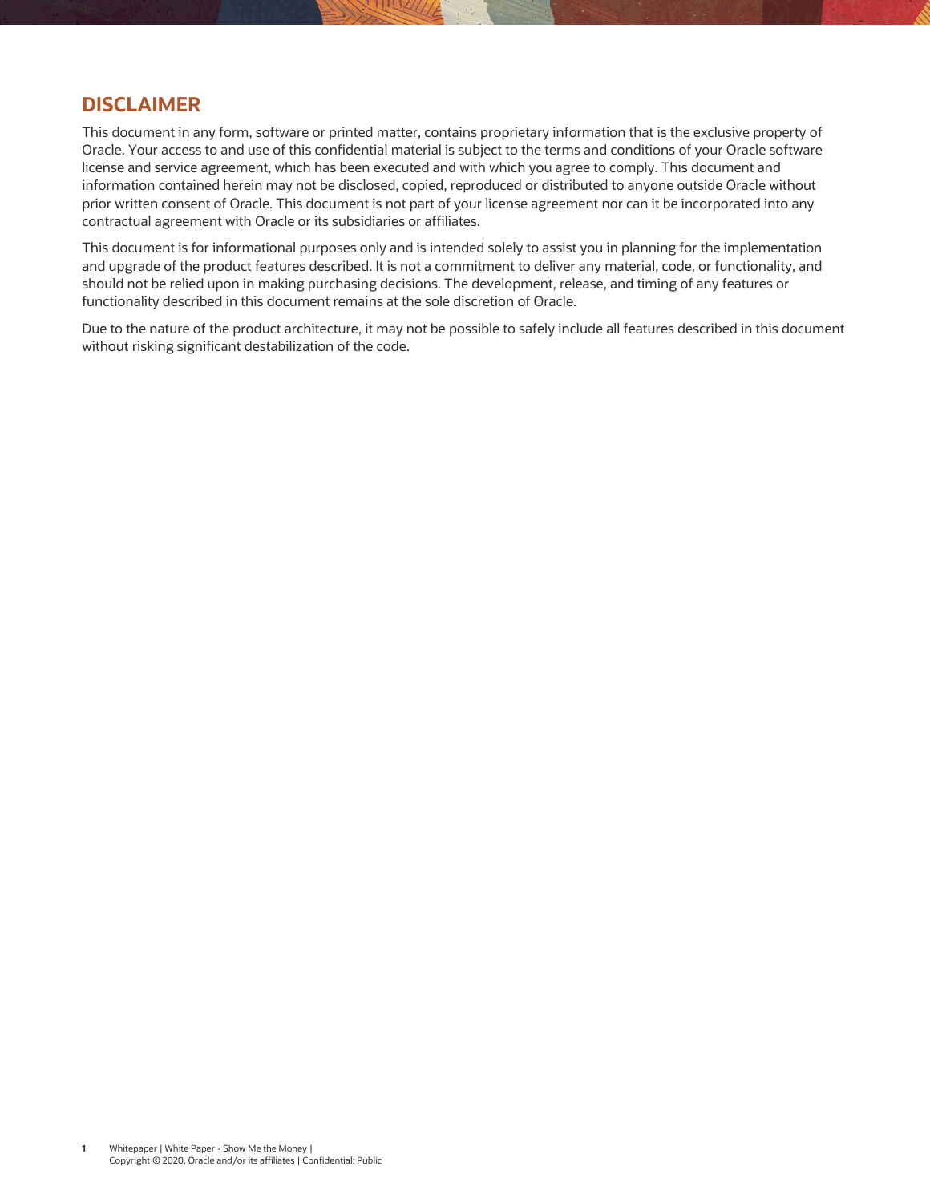## DISCLAIMER

This document in any form, software or printed matter, contains proprietary information that is the exclusive property of Oracle. Your access to and use of this confidential material is subject to the terms and conditions of your Oracle software license and service agreement, which has been executed and with which you agree to comply. This document and information contained herein may not be disclosed, copied, reproduced or distributed to anyone outside Oracle without prior written consent of Oracle. This document is not part of your license agreement nor can it be incorporated into any contractual agreement with Oracle or its subsidiaries or affiliates.

This document is for informational purposes only and is intended solely to assist you in planning for the implementation and upgrade of the product features described. It is not a commitment to deliver any material, code, or functionality, and should not be relied upon in making purchasing decisions. The development, release, and timing of any features or functionality described in this document remains at the sole discretion of Oracle.

Due to the nature of the product architecture, it may not be possible to safely include all features described in this document without risking significant destabilization of the code.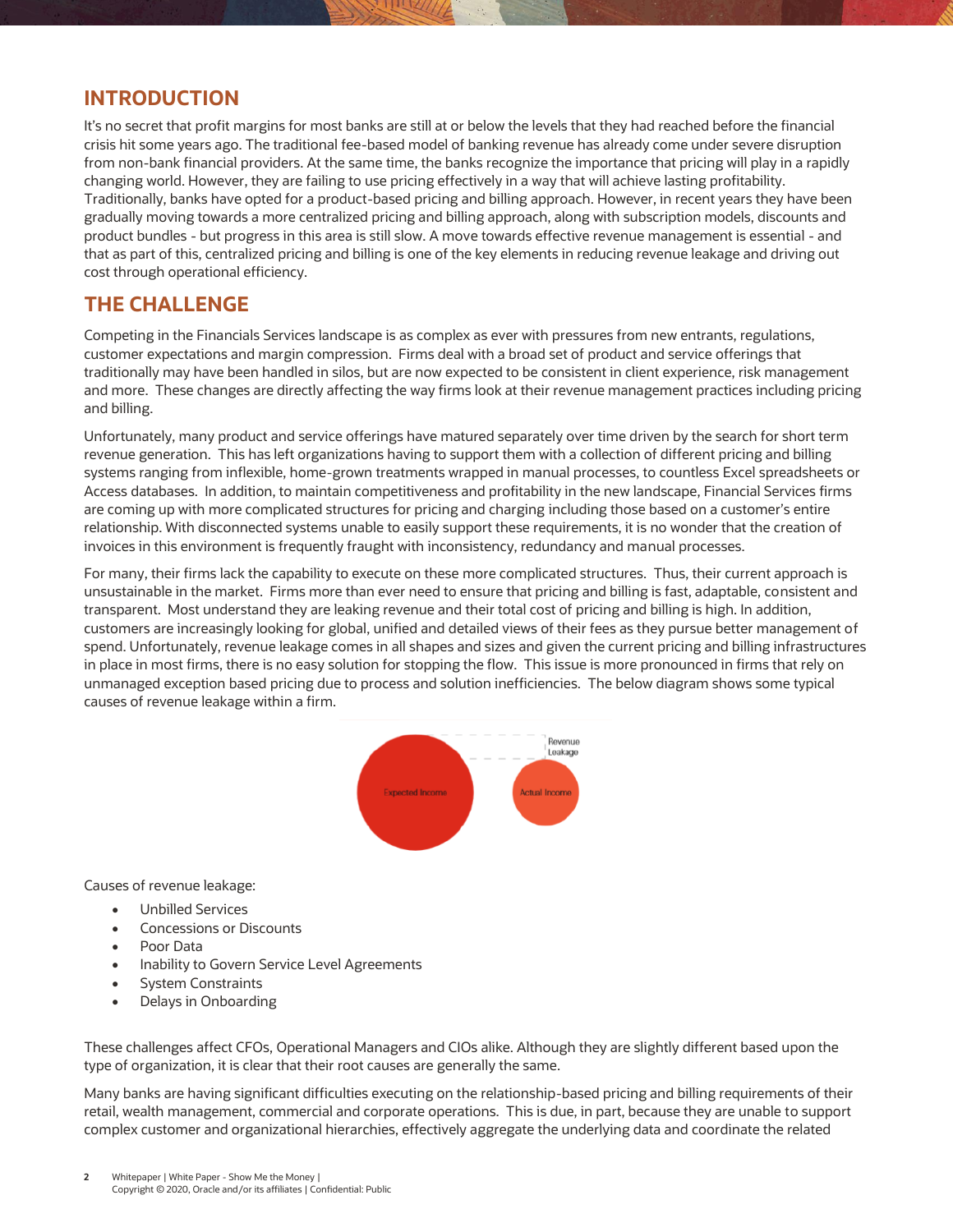## INTRODUCTION

It's no secret that profit margins for most banks are still at or below the levels that they had reached before the financial crisis hit some years ago. The traditional fee-based model of banking revenue has already come under severe disruption from non-bank financial providers. At the same time, the banks recognize the importance that pricing will play in a rapidly changing world. However, they are failing to use pricing effectively in a way that will achieve lasting profitability. Traditionally, banks have opted for a product-based pricing and billing approach. However, in recent years they have been gradually moving towards a more centralized pricing and billing approach, along with subscription models, discounts and product bundles - but progress in this area is still slow. A move towards effective revenue management is essential - and that as part of this, centralized pricing and billing is one of the key elements in reducing revenue leakage and driving out cost through operational efficiency.

## THE CHALLENGE

Competing in the Financials Services landscape is as complex as ever with pressures from new entrants, regulations, customer expectations and margin compression. Firms deal with a broad set of product and service offerings that traditionally may have been handled in silos, but are now expected to be consistent in client experience, risk management and more. These changes are directly affecting the way firms look at their revenue management practices including pricing and billing.

Unfortunately, many product and service offerings have matured separately over time driven by the search for short term revenue generation. This has left organizations having to support them with a collection of different pricing and billing systems ranging from inflexible, home-grown treatments wrapped in manual processes, to countless Excel spreadsheets or Access databases. In addition, to maintain competitiveness and profitability in the new landscape, Financial Services firms are coming up with more complicated structures for pricing and charging including those based on a customer's entire relationship. With disconnected systems unable to easily support these requirements, it is no wonder that the creation of invoices in this environment is frequently fraught with inconsistency, redundancy and manual processes.

For many, their firms lack the capability to execute on these more complicated structures. Thus, their current approach is unsustainable in the market. Firms more than ever need to ensure that pricing and billing is fast, adaptable, consistent and transparent. Most understand they are leaking revenue and their total cost of pricing and billing is high. In addition, customers are increasingly looking for global, unified and detailed views of their fees as they pursue better management of spend. Unfortunately, revenue leakage comes in all shapes and sizes and given the current pricing and billing infrastructures in place in most firms, there is no easy solution for stopping the flow. This issue is more pronounced in firms that rely on unmanaged exception based pricing due to process and solution inefficiencies. The below diagram shows some typical causes of revenue leakage within a firm.

Revenue Leakage

Expected Income

Actual Income

Causes of revenue leakage:

- Unbilled Services
- Concessions or Discounts
- Poor Data
- Inability to Govern Service Level Agreements
- System Constraints
- Delays in Onboarding

These challenges affect CFOs, Operational Managers and CIOs alike. Although they are slightly different based upon the type of organization, it is clear that their root causes are generally the same.

Many banks are having significant difficulties executing on the relationship-based pricing and billing requirements of their retail, wealth management, commercial and corporate operations. This is due, in part, because they are unable to support complex customer and organizational hierarchies, effectively aggregate the underlying data and coordinate the related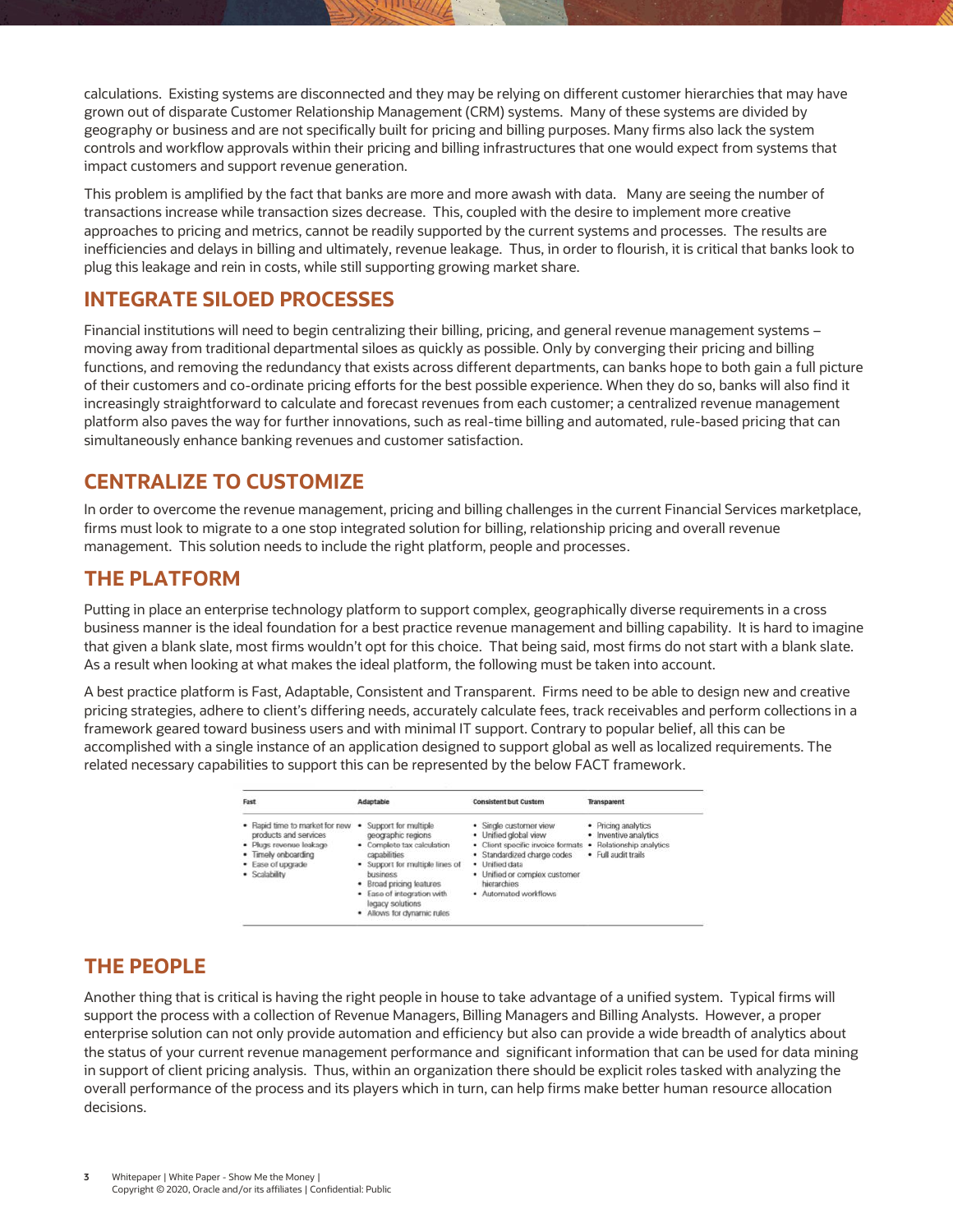calculations. Existing systems are disconnected and they may be relying on different customer hierarchies that may have grown out of disparate Customer Relationship Management (CRM) systems. Many of these systems are divided by geography or business and are not specifically built for pricing and billing purposes. Many firms also lack the system controls and workflow approvals within their pricing and billing infrastructures that one would expect from systems that impact customers and support revenue generation.

This problem is amplified by the fact that banks are more and more awash with data. Many are seeing the number of transactions increase while transaction sizes decrease. This, coupled with the desire to implement more creative approaches to pricing and metrics, cannot be readily supported by the current systems and processes. The results are inefficiencies and delays in billing and ultimately, revenue leakage. Thus, in order to flourish, it is critical that banks look to plug this leakage and rein in costs, while still supporting growing market share.

## INTEGRATE SILOED PROCESSES

Financial institutions will need to begin centralizing their billing, pricing, and general revenue management systems – moving away from traditional departmental siloes as quickly as possible. Only by converging their pricing and billing functions, and removing the redundancy that exists across different departments, can banks hope to both gain a full picture of their customers and co-ordinate pricing efforts for the best possible experience. When they do so, banks will also find it increasingly straightforward to calculate and forecast revenues from each customer; a centralized revenue management platform also paves the way for further innovations, such as real-time billing and automated, rule-based pricing that can simultaneously enhance banking revenues and customer satisfaction.

## CENTRALIZE TO CUSTOMIZE

In order to overcome the revenue management, pricing and billing challenges in the current Financial Services marketplace, firms must look to migrate to a one stop integrated solution for billing, relationship pricing and overall revenue management. This solution needs to include the right platform, people and processes.

## THE PLATFORM

Putting in place an enterprise technology platform to support complex, geographically diverse requirements in a cross business manner is the ideal foundation for a best practice revenue management and billing capability. It is hard to imagine that given a blank slate, most firms wouldn't opt for this choice. That being said, most firms do not start with a blank slate. As a result when looking at what makes the ideal platform, the following must be taken into account.

A best practice platform is Fast, Adaptable, Consistent and Transparent. Firms need to be able to design new and creative pricing strategies, adhere to client's differing needs, accurately calculate fees, track receivables and perform collections in a framework geared toward business users and with minimal IT support. Contrary to popular belief, all this can be accomplished with a single instance of an application designed to support global as well as localized requirements. The related necessary capabilities to support this can be represented by the below FACT framework.

| Fast | Adaptable | Consistent but Custom | Transparent |
|---|---|---|---|
| • Rapid time to market for new products and services<br>• Plugs revenue leakage<br>• Timely onboarding<br>• Ease of upgrade<br>• Scalability | • Support for multiple geographic regions<br>• Complete tax calculation capabilities<br>• Support for multiple lines of business<br>• Broad pricing features<br>• Ease of integration with legacy solutions<br>• Allows for dynamic rules | • Single customer view<br>• Unified global view<br>• Client specific invoice formats<br>• Standardized charge codes<br>• Unified data<br>• Unified or complex customer hierarchies<br>• Automated workflows | • Pricing analytics<br>• Inventive analytics<br>• Relationship analytics<br>• Full audit trails |

## THE PEOPLE

Another thing that is critical is having the right people in house to take advantage of a unified system. Typical firms will support the process with a collection of Revenue Managers, Billing Managers and Billing Analysts. However, a proper enterprise solution can not only provide automation and efficiency but also can provide a wide breadth of analytics about the status of your current revenue management performance and significant information that can be used for data mining in support of client pricing analysis. Thus, within an organization there should be explicit roles tasked with analyzing the overall performance of the process and its players which in turn, can help firms make better human resource allocation decisions.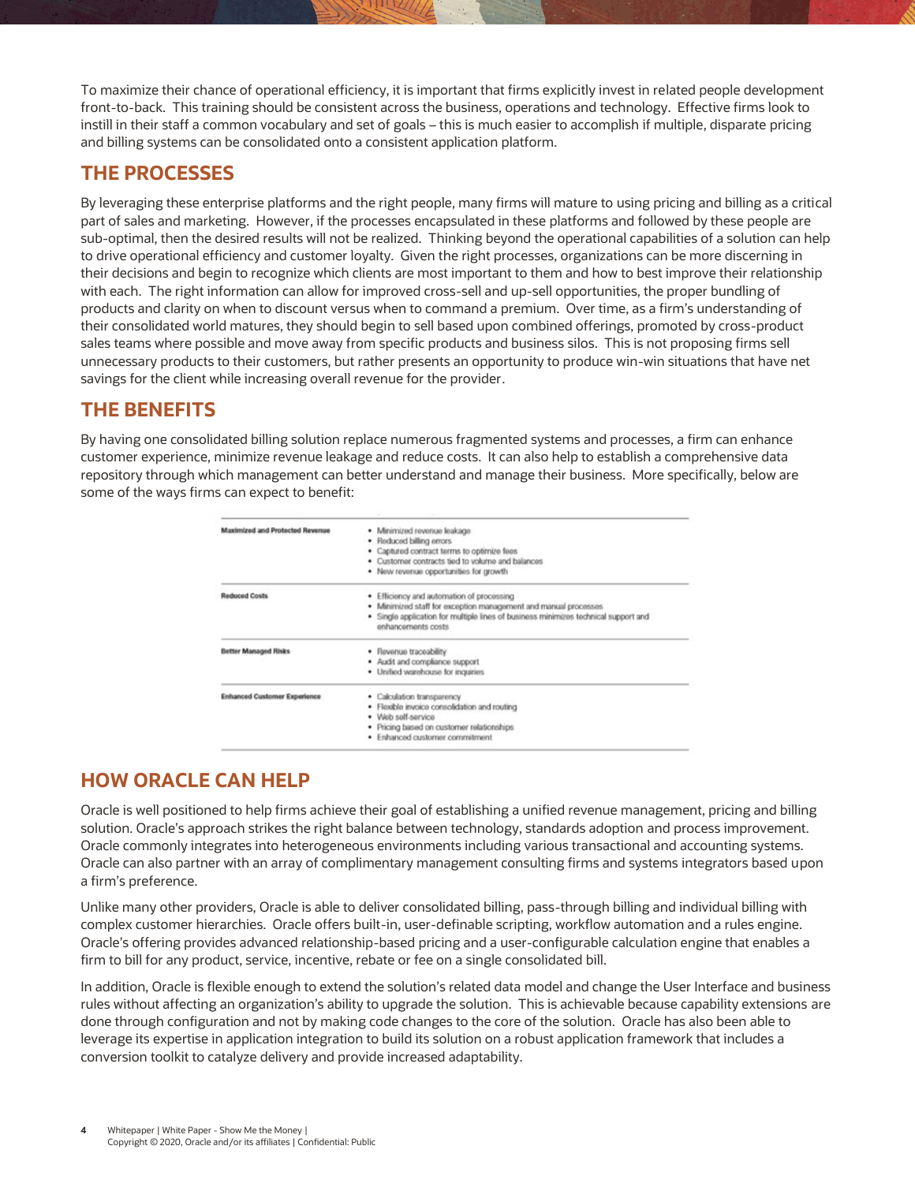To maximize their chance of operational efficiency, it is important that firms explicitly invest in related people development front-to-back. This training should be consistent across the business, operations and technology. Effective firms look to instill in their staff a common vocabulary and set of goals – this is much easier to accomplish if multiple, disparate pricing and billing systems can be consolidated onto a consistent application platform.

## THE PROCESSES

By leveraging these enterprise platforms and the right people, many firms will mature to using pricing and billing as a critical part of sales and marketing. However, if the processes encapsulated in these platforms and followed by these people are sub-optimal, then the desired results will not be realized. Thinking beyond the operational capabilities of a solution can help to drive operational efficiency and customer loyalty. Given the right processes, organizations can be more discerning in their decisions and begin to recognize which clients are most important to them and how to best improve their relationship with each. The right information can allow for improved cross-sell and up-sell opportunities, the proper bundling of products and clarity on when to discount versus when to command a premium. Over time, as a firm's understanding of their consolidated world matures, they should begin to sell based upon combined offerings, promoted by cross-product sales teams where possible and move away from specific products and business silos. This is not proposing firms sell unnecessary products to their customers, but rather presents an opportunity to produce win-win situations that have net savings for the client while increasing overall revenue for the provider.

## THE BENEFITS

By having one consolidated billing solution replace numerous fragmented systems and processes, a firm can enhance customer experience, minimize revenue leakage and reduce costs. It can also help to establish a comprehensive data repository through which management can better understand and manage their business. More specifically, below are some of the ways firms can expect to benefit:

| | |
|---|---|
| **Maximized and Protected Revenue** | • Minimized revenue leakage<br>• Reduced billing errors<br>• Captured contract terms to optimize fees<br>• Customer contracts tied to volume and balances<br>• New revenue opportunities for growth |
| **Reduced Costs** | • Efficiency and automation of processing<br>• Minimized staff for exception management and manual processes<br>• Single application for multiple lines of business minimizes technical support and enhancements costs |
| **Better Managed Risks** | • Revenue traceability<br>• Audit and compliance support<br>• Unified warehouse for inquiries |
| **Enhanced Customer Experience** | • Calculation transparency<br>• Flexible invoice consolidation and routing<br>• Web self-service<br>• Pricing based on customer relationships<br>• Enhanced customer commitment |

## HOW ORACLE CAN HELP

Oracle is well positioned to help firms achieve their goal of establishing a unified revenue management, pricing and billing solution. Oracle's approach strikes the right balance between technology, standards adoption and process improvement. Oracle commonly integrates into heterogeneous environments including various transactional and accounting systems. Oracle can also partner with an array of complimentary management consulting firms and systems integrators based upon a firm's preference.

Unlike many other providers, Oracle is able to deliver consolidated billing, pass-through billing and individual billing with complex customer hierarchies. Oracle offers built-in, user-definable scripting, workflow automation and a rules engine. Oracle's offering provides advanced relationship-based pricing and a user-configurable calculation engine that enables a firm to bill for any product, service, incentive, rebate or fee on a single consolidated bill.

In addition, Oracle is flexible enough to extend the solution's related data model and change the User Interface and business rules without affecting an organization's ability to upgrade the solution. This is achievable because capability extensions are done through configuration and not by making code changes to the core of the solution. Oracle has also been able to leverage its expertise in application integration to build its solution on a robust application framework that includes a conversion toolkit to catalyze delivery and provide increased adaptability.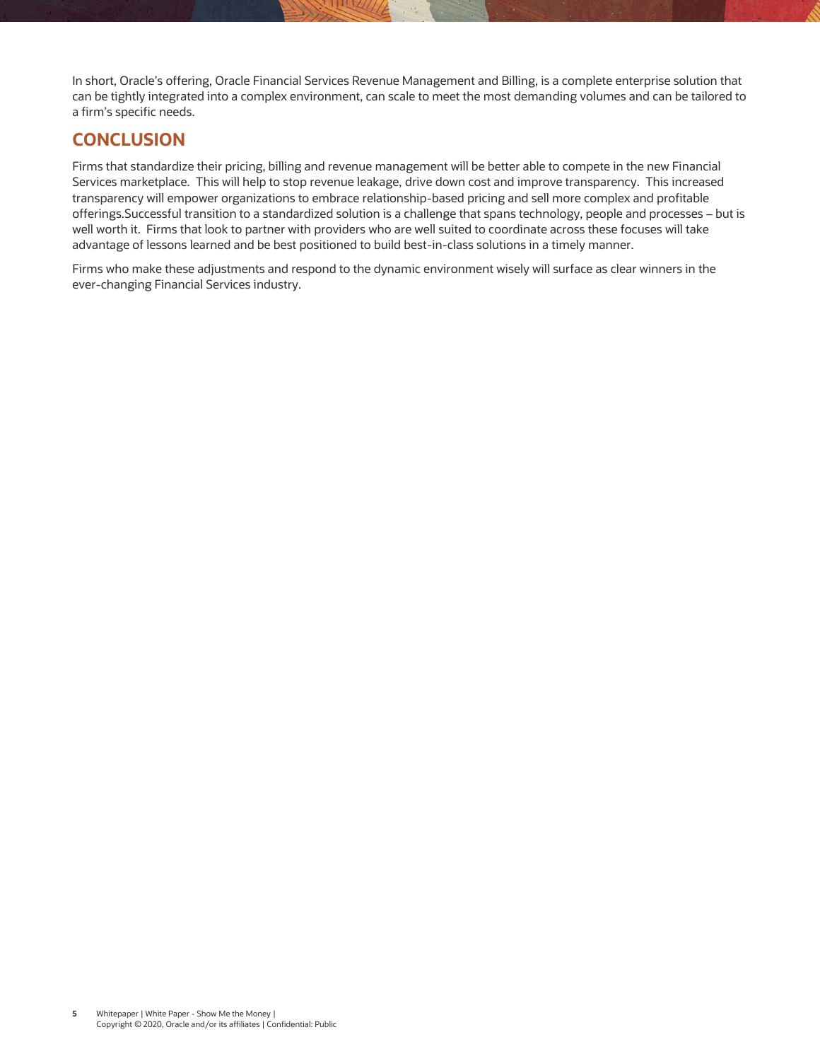In short, Oracle's offering, Oracle Financial Services Revenue Management and Billing, is a complete enterprise solution that can be tightly integrated into a complex environment, can scale to meet the most demanding volumes and can be tailored to a firm's specific needs.

## CONCLUSION

Firms that standardize their pricing, billing and revenue management will be better able to compete in the new Financial Services marketplace. This will help to stop revenue leakage, drive down cost and improve transparency. This increased transparency will empower organizations to embrace relationship-based pricing and sell more complex and profitable offerings.Successful transition to a standardized solution is a challenge that spans technology, people and processes – but is well worth it. Firms that look to partner with providers who are well suited to coordinate across these focuses will take advantage of lessons learned and be best positioned to build best-in-class solutions in a timely manner.

Firms who make these adjustments and respond to the dynamic environment wisely will surface as clear winners in the ever-changing Financial Services industry.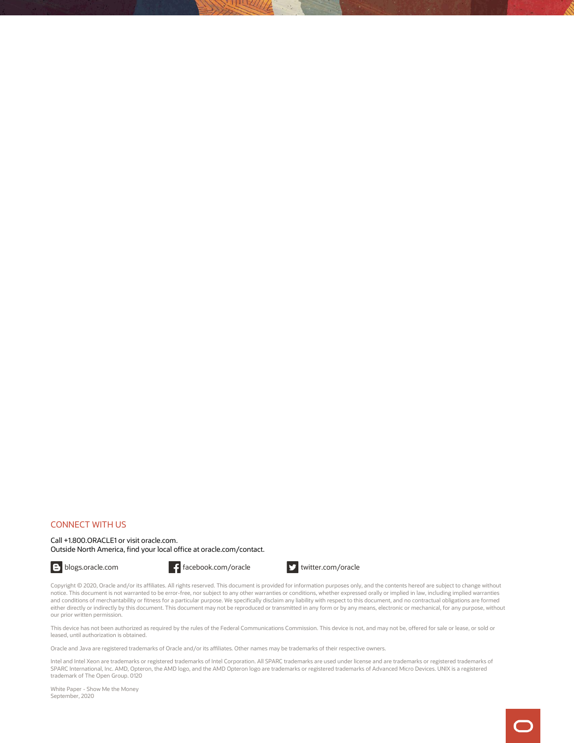## CONNECT WITH US

Call +1.800.ORACLE1 or visit oracle.com.
Outside North America, find your local office at oracle.com/contact.

blogs.oracle.com    facebook.com/oracle    twitter.com/oracle

Copyright © 2020, Oracle and/or its affiliates. All rights reserved. This document is provided for information purposes only, and the contents hereof are subject to change without notice. This document is not warranted to be error-free, nor subject to any other warranties or conditions, whether expressed orally or implied in law, including implied warranties and conditions of merchantability or fitness for a particular purpose. We specifically disclaim any liability with respect to this document, and no contractual obligations are formed either directly or indirectly by this document. This document may not be reproduced or transmitted in any form or by any means, electronic or mechanical, for any purpose, without our prior written permission.

This device has not been authorized as required by the rules of the Federal Communications Commission. This device is not, and may not be, offered for sale or lease, or sold or leased, until authorization is obtained.

Oracle and Java are registered trademarks of Oracle and/or its affiliates. Other names may be trademarks of their respective owners.

Intel and Intel Xeon are trademarks or registered trademarks of Intel Corporation. All SPARC trademarks are used under license and are trademarks or registered trademarks of SPARC International, Inc. AMD, Opteron, the AMD logo, and the AMD Opteron logo are trademarks or registered trademarks of Advanced Micro Devices. UNIX is a registered trademark of The Open Group. 0120

White Paper - Show Me the Money
September, 2020